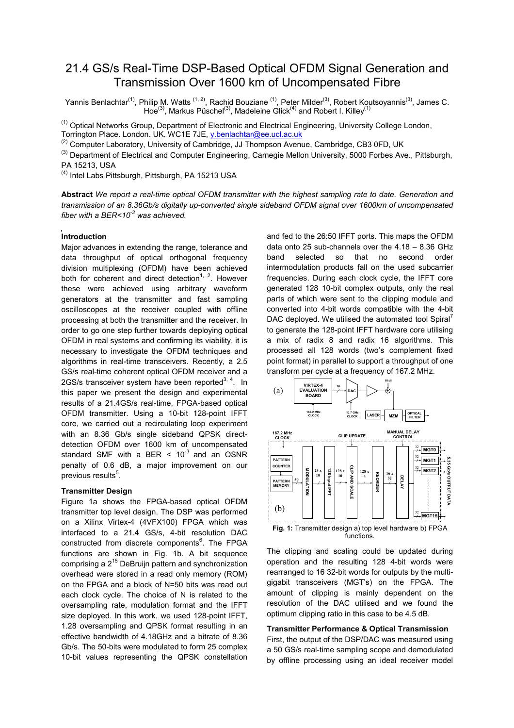# 21.4 GS/s Real-Time DSP-Based Optical OFDM Signal Generation and Transmission Over 1600 km of Uncompensated Fibre

Yannis Benlachtar[(1)], Philip M. Watts [(1, 2)], Rachid Bouziane [(1)], Peter Milder[(3)], Robert Koutsoyannis[(3)], James C. Hoe[(3)], Markus Püschel[(3)], Madeleine Glick[(4)] and Robert I. Killey[(1)]

[(1)] Optical Networks Group, Department of Electronic and Electrical Engineering, University College London, Torrington Place. London. UK. WC1E 7JE, y.benlachtar@ee.ucl.ac.uk

[(2)] Computer Laboratory, University of Cambridge, JJ Thompson Avenue, Cambridge, CB3 0FD, UK

[(3)] Department of Electrical and Computer Engineering, Carnegie Mellon University, 5000 Forbes Ave., Pittsburgh, PA 15213, USA

[(4)] Intel Labs Pittsburgh, Pittsburgh, PA 15213 USA

**Abstract** *We report a real-time optical OFDM transmitter with the highest sampling rate to date. Generation and transmission of an 8.36Gb/s digitally up-converted single sideband OFDM signal over 1600km of uncompensated fiber with a BER<$10^{-3}$ was achieved.*

## Introduction

Major advances in extending the range, tolerance and data throughput of optical orthogonal frequency division multiplexing (OFDM) have been achieved both for coherent and direct detection[1, 2]. However these were achieved using arbitrary waveform generators at the transmitter and fast sampling oscilloscopes at the receiver coupled with offline processing at both the transmitter and the receiver. In order to go one step further towards deploying optical OFDM in real systems and confirming its viability, it is necessary to investigate the OFDM techniques and algorithms in real-time transceivers. Recently, a 2.5 GS/s real-time coherent optical OFDM receiver and a 2GS/s transceiver system have been reported[3, 4]. In this paper we present the design and experimental results of a 21.4GS/s real-time, FPGA-based optical OFDM transmitter. Using a 10-bit 128-point IFFT core, we carried out a recirculating loop experiment with an 8.36 Gb/s single sideband QPSK direct-detection OFDM over 1600 km of uncompensated standard SMF with a BER < $10^{-3}$ and an OSNR penalty of 0.6 dB, a major improvement on our previous results[5].

## Transmitter Design

Figure 1a shows the FPGA-based optical OFDM transmitter top level design. The DSP was performed on a Xilinx Virtex-4 (4VFX100) FPGA which was interfaced to a 21.4 GS/s, 4-bit resolution DAC constructed from discrete components[6]. The FPGA functions are shown in Fig. 1b. A bit sequence comprising a $2^{15}$ DeBruijn pattern and synchronization overhead were stored in a read only memory (ROM) on the FPGA and a block of N=50 bits was read out each clock cycle. The choice of N is related to the oversampling rate, modulation format and the IFFT size deployed. In this work, we used 128-point IFFT, 1.28 oversampling and QPSK format resulting in an effective bandwidth of 4.18GHz and a bitrate of 8.36 Gb/s. The 50-bits were modulated to form 25 complex 10-bit values representing the QPSK constellation and fed to the 26:50 IFFT ports. This maps the OFDM data onto 25 sub-channels over the 4.18 – 8.36 GHz band selected so that no second order intermodulation products fall on the used subcarrier frequencies. During each clock cycle, the IFFT core generated 128 10-bit complex outputs, only the real parts of which were sent to the clipping module and converted into 4-bit words compatible with the 4-bit DAC deployed. We utilised the automated tool Spiral[7] to generate the 128-point IFFT hardware core utilising a mix of radix 8 and radix 16 algorithms. This processed all 128 words (two's complement fixed point format) in parallel to support a throughput of one transform per cycle at a frequency of 167.2 MHz.

**Fig. 1:** Transmitter design a) top level hardware b) FPGA functions.

The clipping and scaling could be updated during operation and the resulting 128 4-bit words were rearranged to 16 32-bit words for outputs by the multi-gigabit transceivers (MGT's) on the FPGA. The amount of clipping is mainly dependent on the resolution of the DAC utilised and we found the optimum clipping ratio in this case to be 4.5 dB.

## Transmitter Performance & Optical Transmission

First, the output of the DSP/DAC was measured using a 50 GS/s real-time sampling scope and demodulated by offline processing using an ideal receiver model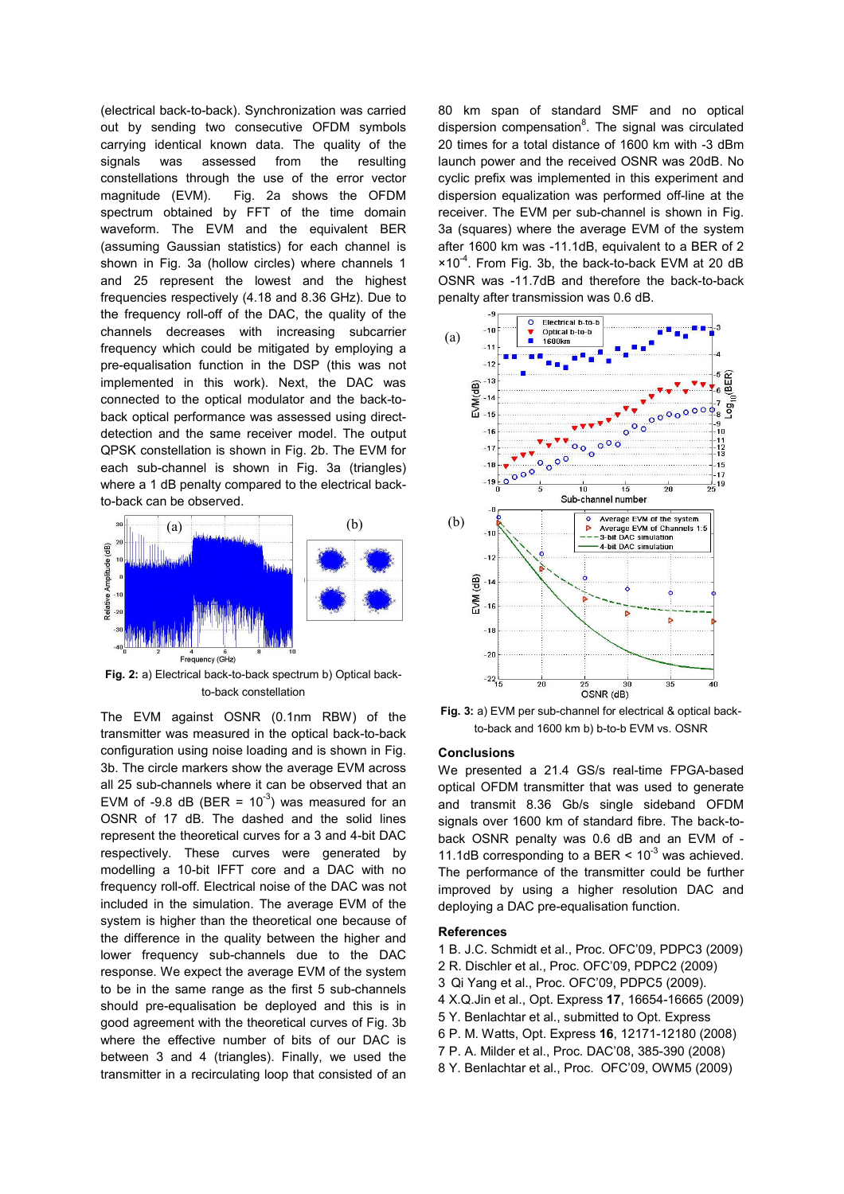(electrical back-to-back). Synchronization was carried out by sending two consecutive OFDM symbols carrying identical known data. The quality of the signals was assessed from the resulting constellations through the use of the error vector magnitude (EVM). Fig. 2a shows the OFDM spectrum obtained by FFT of the time domain waveform. The EVM and the equivalent BER (assuming Gaussian statistics) for each channel is shown in Fig. 3a (hollow circles) where channels 1 and 25 represent the lowest and the highest frequencies respectively (4.18 and 8.36 GHz). Due to the frequency roll-off of the DAC, the quality of the channels decreases with increasing subcarrier frequency which could be mitigated by employing a pre-equalisation function in the DSP (this was not implemented in this work). Next, the DAC was connected to the optical modulator and the back-to-back optical performance was assessed using direct-detection and the same receiver model. The output QPSK constellation is shown in Fig. 2b. The EVM for each sub-channel is shown in Fig. 3a (triangles) where a 1 dB penalty compared to the electrical back-to-back can be observed.

(a)

(b)

Relative Amplitude (dB)

30
20
10
0
-10
-20
-30
-40

0 2 4 6 8 10

Frequency (GHz)

**Fig. 2:** a) Electrical back-to-back spectrum b) Optical back-to-back constellation

The EVM against OSNR (0.1nm RBW) of the transmitter was measured in the optical back-to-back configuration using noise loading and is shown in Fig. 3b. The circle markers show the average EVM across all 25 sub-channels where it can be observed that an EVM of -9.8 dB (BER = $10^{-3}$) was measured for an OSNR of 17 dB. The dashed and the solid lines represent the theoretical curves for a 3 and 4-bit DAC respectively. These curves were generated by modelling a 10-bit IFFT core and a DAC with no frequency roll-off. Electrical noise of the DAC was not included in the simulation. The average EVM of the system is higher than the theoretical one because of the difference in the quality between the higher and lower frequency sub-channels due to the DAC response. We expect the average EVM of the system to be in the same range as the first 5 sub-channels should pre-equalisation be deployed and this is in good agreement with the theoretical curves of Fig. 3b where the effective number of bits of our DAC is between 3 and 4 (triangles). Finally, we used the transmitter in a recirculating loop that consisted of an 80 km span of standard SMF and no optical dispersion compensation[8]. The signal was circulated 20 times for a total distance of 1600 km with -3 dBm launch power and the received OSNR was 20dB. No cyclic prefix was implemented in this experiment and dispersion equalization was performed off-line at the receiver. The EVM per sub-channel is shown in Fig. 3a (squares) where the average EVM of the system after 1600 km was -11.1dB, equivalent to a BER of 2 $\times 10^{-4}$. From Fig. 3b, the back-to-back EVM at 20 dB OSNR was -11.7dB and therefore the back-to-back penalty after transmission was 0.6 dB.

(a)

Electrical b-to-b
Optical b-to-b
1600km

EVM(dB)

-9
-10
-11
-12
-13
-14
-15
-16
-17
-18
-19

0 5 10 15 20 25

Sub-channel number

$Log_{10}$(BER)

-3
-4
-5
-6
-7
-8
-9
-10
-11
-12
-13
-15
-17
-19

(b)

Average EVM of the system
Average EVM of Channels 1:5
3-bit DAC simulation
4-bit DAC simulation

EVM (dB)

-8
-10
-12
-14
-16
-18
-20
-22

15 20 25 30 35 40

OSNR (dB)

**Fig. 3:** a) EVM per sub-channel for electrical & optical back-to-back and 1600 km b) b-to-b EVM vs. OSNR

## Conclusions

We presented a 21.4 GS/s real-time FPGA-based optical OFDM transmitter that was used to generate and transmit 8.36 Gb/s single sideband OFDM signals over 1600 km of standard fibre. The back-to-back OSNR penalty was 0.6 dB and an EVM of -11.1dB corresponding to a BER < $10^{-3}$ was achieved. The performance of the transmitter could be further improved by using a higher resolution DAC and deploying a DAC pre-equalisation function.

## References

1 B. J.C. Schmidt et al., Proc. OFC'09, PDPC3 (2009)
2 R. Dischler et al., Proc. OFC'09, PDPC2 (2009)
3 Qi Yang et al., Proc. OFC'09, PDPC5 (2009).
4 X.Q.Jin et al., Opt. Express **17**, 16654-16665 (2009)
5 Y. Benlachtar et al., submitted to Opt. Express
6 P. M. Watts, Opt. Express **16**, 12171-12180 (2008)
7 P. A. Milder et al., Proc. DAC'08, 385-390 (2008)
8 Y. Benlachtar et al., Proc. OFC'09, OWM5 (2009)